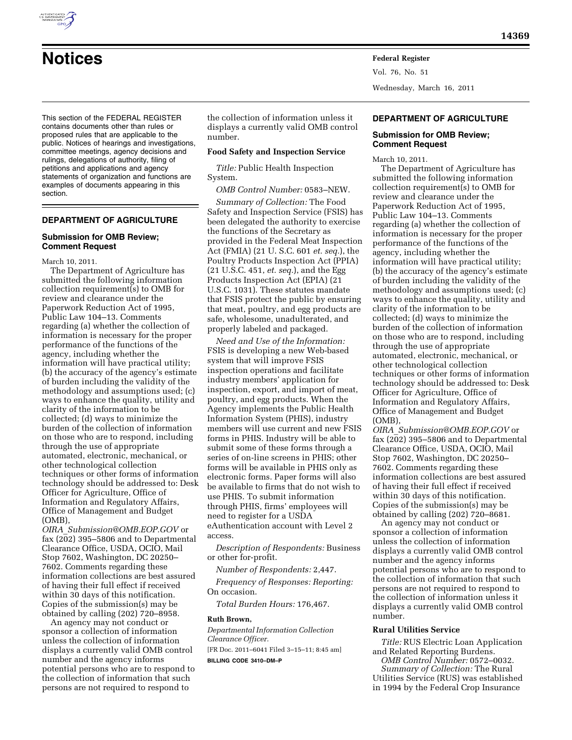# Notices

This section of the FEDERAL REGISTER contains documents other than rules or proposed rules that are applicable to the public. Notices of hearings and investigations, committee meetings, agency decisions and rulings, delegations of authority, filing of petitions and applications and agency statements of organization and functions are examples of documents appearing in this section.

## DEPARTMENT OF AGRICULTURE

### Submission for OMB Review; Comment Request

March 10, 2011.

The Department of Agriculture has submitted the following information collection requirement(s) to OMB for review and clearance under the Paperwork Reduction Act of 1995, Public Law 104–13. Comments regarding (a) whether the collection of information is necessary for the proper performance of the functions of the agency, including whether the information will have practical utility; (b) the accuracy of the agency's estimate of burden including the validity of the methodology and assumptions used; (c) ways to enhance the quality, utility and clarity of the information to be collected; (d) ways to minimize the burden of the collection of information on those who are to respond, including through the use of appropriate automated, electronic, mechanical, or other technological collection techniques or other forms of information technology should be addressed to: Desk Officer for Agriculture, Office of Information and Regulatory Affairs, Office of Management and Budget (OMB), *OIRA_Submission@OMB.EOP.GOV* or fax (202) 395–5806 and to Departmental Clearance Office, USDA, OCIO, Mail Stop 7602, Washington, DC 20250–7602. Comments regarding these information collections are best assured of having their full effect if received within 30 days of this notification. Copies of the submission(s) may be obtained by calling (202) 720–8958.

An agency may not conduct or sponsor a collection of information unless the collection of information displays a currently valid OMB control number and the agency informs potential persons who are to respond to the collection of information that such persons are not required to respond to the collection of information unless it displays a currently valid OMB control number.

#### Food Safety and Inspection Service

*Title:* Public Health Inspection System.

*OMB Control Number:* 0583–NEW.

*Summary of Collection:* The Food Safety and Inspection Service (FSIS) has been delegated the authority to exercise the functions of the Secretary as provided in the Federal Meat Inspection Act (FMIA) (21 U. S.C. 601 *et. seq.*), the Poultry Products Inspection Act (PPIA) (21 U.S.C. 451, *et. seq.*), and the Egg Products Inspection Act (EPIA) (21 U.S.C. 1031). These statutes mandate that FSIS protect the public by ensuring that meat, poultry, and egg products are safe, wholesome, unadulterated, and properly labeled and packaged.

*Need and Use of the Information:* FSIS is developing a new Web-based system that will improve FSIS inspection operations and facilitate industry members' application for inspection, export, and import of meat, poultry, and egg products. When the Agency implements the Public Health Information System (PHIS), industry members will use current and new FSIS forms in PHIS. Industry will be able to submit some of these forms through a series of on-line screens in PHIS; other forms will be available in PHIS only as electronic forms. Paper forms will also be available to firms that do not wish to use PHIS. To submit information through PHIS, firms' employees will need to register for a USDA eAuthentication account with Level 2 access.

*Description of Respondents:* Business or other for-profit.

*Number of Respondents:* 2,447.

*Frequency of Responses: Reporting:* On occasion.

*Total Burden Hours:* 176,467.

**Ruth Brown,**

*Departmental Information Collection Clearance Officer.*

[FR Doc. 2011–6041 Filed 3–15–11; 8:45 am]

**BILLING CODE 3410–DM–P**

## DEPARTMENT OF AGRICULTURE

### Submission for OMB Review; Comment Request

March 10, 2011.

The Department of Agriculture has submitted the following information collection requirement(s) to OMB for review and clearance under the Paperwork Reduction Act of 1995, Public Law 104–13. Comments regarding (a) whether the collection of information is necessary for the proper performance of the functions of the agency, including whether the information will have practical utility; (b) the accuracy of the agency's estimate of burden including the validity of the methodology and assumptions used; (c) ways to enhance the quality, utility and clarity of the information to be collected; (d) ways to minimize the burden of the collection of information on those who are to respond, including through the use of appropriate automated, electronic, mechanical, or other technological collection techniques or other forms of information technology should be addressed to: Desk Officer for Agriculture, Office of Information and Regulatory Affairs, Office of Management and Budget (OMB), *OIRA_Submission@OMB.EOP.GOV* or fax (202) 395–5806 and to Departmental Clearance Office, USDA, OCIO, Mail Stop 7602, Washington, DC 20250–7602. Comments regarding these information collections are best assured of having their full effect if received within 30 days of this notification. Copies of the submission(s) may be obtained by calling (202) 720–8681.

An agency may not conduct or sponsor a collection of information unless the collection of information displays a currently valid OMB control number and the agency informs potential persons who are to respond to the collection of information that such persons are not required to respond to the collection of information unless it displays a currently valid OMB control number.

#### Rural Utilities Service

*Title:* RUS Electric Loan Application and Related Reporting Burdens.

*OMB Control Number:* 0572–0032.

*Summary of Collection:* The Rural Utilities Service (RUS) was established in 1994 by the Federal Crop Insurance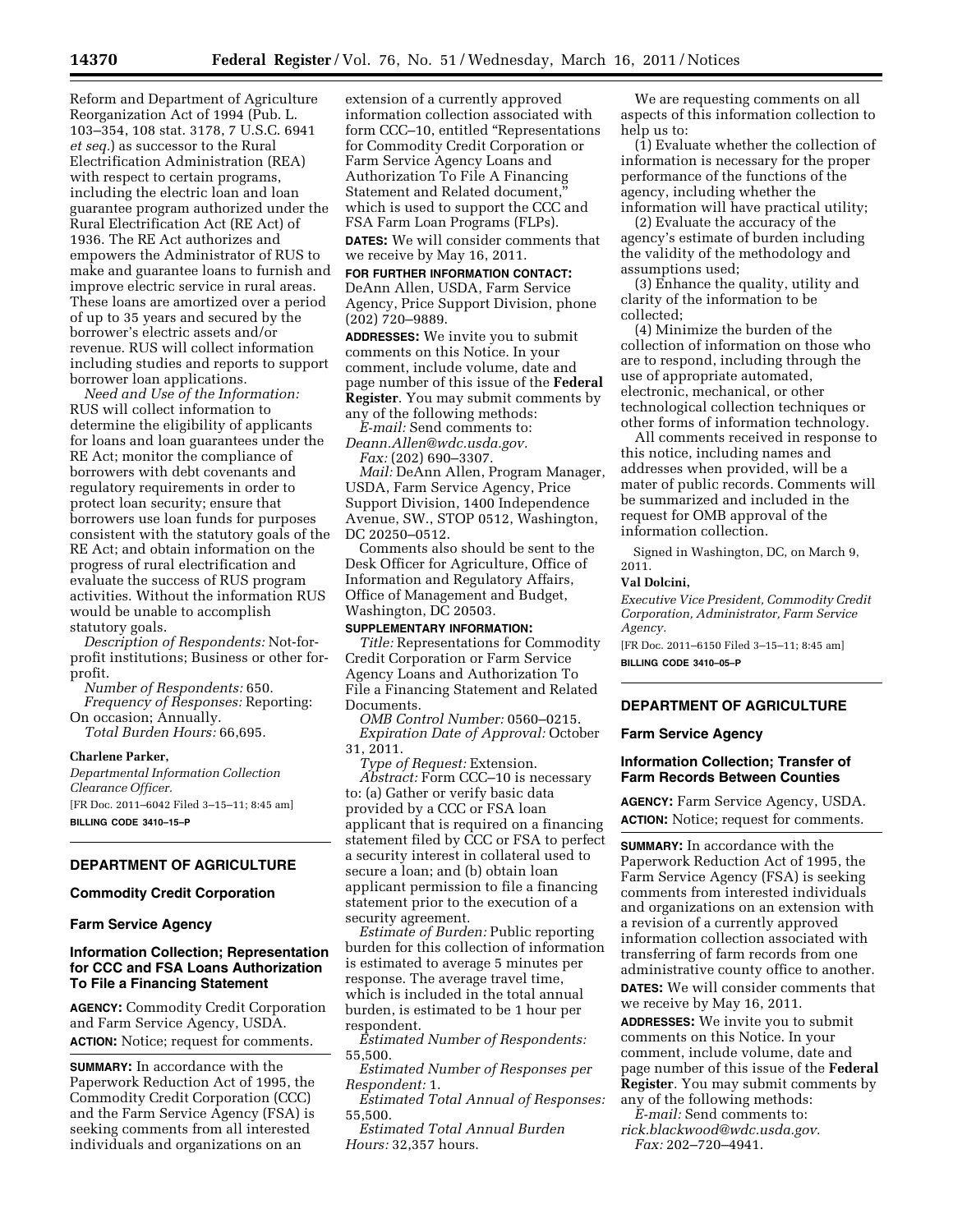Reform and Department of Agriculture Reorganization Act of 1994 (Pub. L. 103–354, 108 stat. 3178, 7 U.S.C. 6941 *et seq.*) as successor to the Rural Electrification Administration (REA) with respect to certain programs, including the electric loan and loan guarantee program authorized under the Rural Electrification Act (RE Act) of 1936. The RE Act authorizes and empowers the Administrator of RUS to make and guarantee loans to furnish and improve electric service in rural areas. These loans are amortized over a period of up to 35 years and secured by the borrower's electric assets and/or revenue. RUS will collect information including studies and reports to support borrower loan applications.

*Need and Use of the Information:* RUS will collect information to determine the eligibility of applicants for loans and loan guarantees under the RE Act; monitor the compliance of borrowers with debt covenants and regulatory requirements in order to protect loan security; ensure that borrowers use loan funds for purposes consistent with the statutory goals of the RE Act; and obtain information on the progress of rural electrification and evaluate the success of RUS program activities. Without the information RUS would be unable to accomplish statutory goals.

*Description of Respondents:* Not-for-profit institutions; Business or other for-profit.

*Number of Respondents:* 650.

*Frequency of Responses:* Reporting: On occasion; Annually.

*Total Burden Hours:* 66,695.

**Charlene Parker,**

*Departmental Information Collection Clearance Officer.*

[FR Doc. 2011–6042 Filed 3–15–11; 8:45 am]

**BILLING CODE 3410–15–P**

## DEPARTMENT OF AGRICULTURE

### Commodity Credit Corporation

### Farm Service Agency

### Information Collection; Representation for CCC and FSA Loans Authorization To File a Financing Statement

**AGENCY:** Commodity Credit Corporation and Farm Service Agency, USDA.

**ACTION:** Notice; request for comments.

**SUMMARY:** In accordance with the Paperwork Reduction Act of 1995, the Commodity Credit Corporation (CCC) and the Farm Service Agency (FSA) is seeking comments from all interested individuals and organizations on an extension of a currently approved information collection associated with form CCC–10, entitled "Representations for Commodity Credit Corporation or Farm Service Agency Loans and Authorization To File A Financing Statement and Related document," which is used to support the CCC and FSA Farm Loan Programs (FLPs).

**DATES:** We will consider comments that we receive by May 16, 2011.

**FOR FURTHER INFORMATION CONTACT:** DeAnn Allen, USDA, Farm Service Agency, Price Support Division, phone (202) 720–9889.

**ADDRESSES:** We invite you to submit comments on this Notice. In your comment, include volume, date and page number of this issue of the **Federal Register**. You may submit comments by any of the following methods:

*E-mail:* Send comments to: *Deann.Allen@wdc.usda.gov.*

*Fax:* (202) 690–3307.

*Mail:* DeAnn Allen, Program Manager, USDA, Farm Service Agency, Price Support Division, 1400 Independence Avenue, SW., STOP 0512, Washington, DC 20250–0512.

Comments also should be sent to the Desk Officer for Agriculture, Office of Information and Regulatory Affairs, Office of Management and Budget, Washington, DC 20503.

**SUPPLEMENTARY INFORMATION:**

*Title:* Representations for Commodity Credit Corporation or Farm Service Agency Loans and Authorization To File a Financing Statement and Related Documents.

*OMB Control Number:* 0560–0215.

*Expiration Date of Approval:* October 31, 2011.

*Type of Request:* Extension.

*Abstract:* Form CCC–10 is necessary to: (a) Gather or verify basic data provided by a CCC or FSA loan applicant that is required on a financing statement filed by CCC or FSA to perfect a security interest in collateral used to secure a loan; and (b) obtain loan applicant permission to file a financing statement prior to the execution of a security agreement.

*Estimate of Burden:* Public reporting burden for this collection of information is estimated to average 5 minutes per response. The average travel time, which is included in the total annual burden, is estimated to be 1 hour per respondent.

*Estimated Number of Respondents:* 55,500.

*Estimated Number of Responses per Respondent:* 1.

*Estimated Total Annual of Responses:* 55,500.

*Estimated Total Annual Burden Hours:* 32,357 hours.

We are requesting comments on all aspects of this information collection to help us to:

(1) Evaluate whether the collection of information is necessary for the proper performance of the functions of the agency, including whether the information will have practical utility;

(2) Evaluate the accuracy of the agency's estimate of burden including the validity of the methodology and assumptions used;

(3) Enhance the quality, utility and clarity of the information to be collected;

(4) Minimize the burden of the collection of information on those who are to respond, including through the use of appropriate automated, electronic, mechanical, or other technological collection techniques or other forms of information technology.

All comments received in response to this notice, including names and addresses when provided, will be a mater of public records. Comments will be summarized and included in the request for OMB approval of the information collection.

Signed in Washington, DC, on March 9, 2011.

**Val Dolcini,**

*Executive Vice President, Commodity Credit Corporation, Administrator, Farm Service Agency.*

[FR Doc. 2011–6150 Filed 3–15–11; 8:45 am]

**BILLING CODE 3410–05–P**

## DEPARTMENT OF AGRICULTURE

### Farm Service Agency

### Information Collection; Transfer of Farm Records Between Counties

**AGENCY:** Farm Service Agency, USDA.

**ACTION:** Notice; request for comments.

**SUMMARY:** In accordance with the Paperwork Reduction Act of 1995, the Farm Service Agency (FSA) is seeking comments from interested individuals and organizations on an extension with a revision of a currently approved information collection associated with transferring of farm records from one administrative county office to another.

**DATES:** We will consider comments that we receive by May 16, 2011.

**ADDRESSES:** We invite you to submit comments on this Notice. In your comment, include volume, date and page number of this issue of the **Federal Register**. You may submit comments by any of the following methods:

*E-mail:* Send comments to: *rick.blackwood@wdc.usda.gov.*

*Fax:* 202–720–4941.